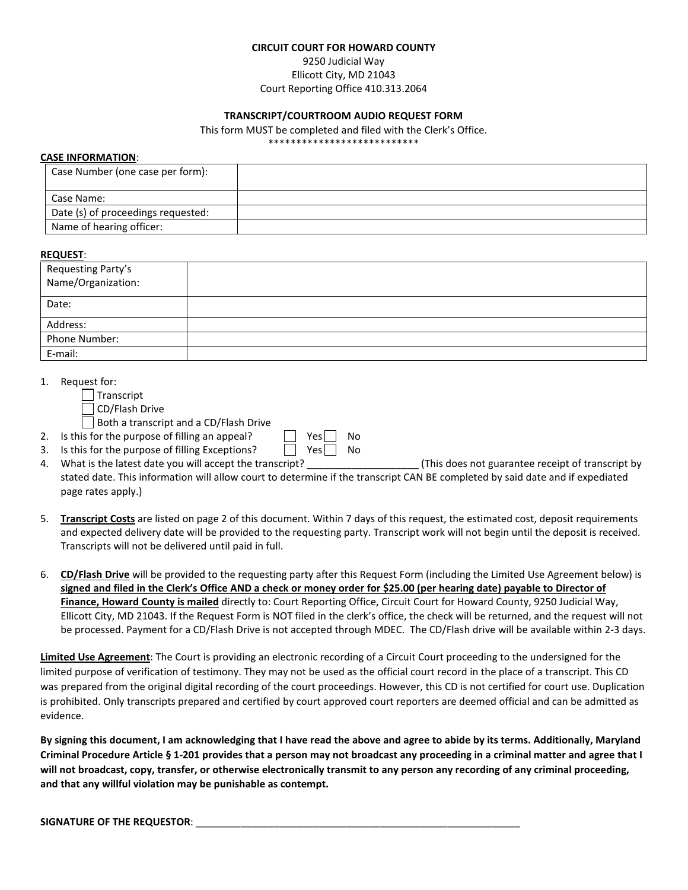**CIRCUIT COURT FOR HOWARD COUNTY**

9250 Judicial Way
Ellicott City, MD 21043
Court Reporting Office 410.313.2064

**TRANSCRIPT/COURTROOM AUDIO REQUEST FORM**

This form MUST be completed and filed with the Clerk's Office.

****************************

**CASE INFORMATION**:

| Case Number (one case per form): | |
|---|---|
| Case Name: | |
| Date (s) of proceedings requested: | |
| Name of hearing officer: | |

**REQUEST**:

| Requesting Party's Name/Organization: | |
|---|---|
| Date: | |
| Address: | |
| Phone Number: | |
| E-mail: | |

1. Request for:
   - ☐ Transcript
   - ☐ CD/Flash Drive
   - ☐ Both a transcript and a CD/Flash Drive
2. Is this for the purpose of filling an appeal? ☐ Yes ☐ No
3. Is this for the purpose of filling Exceptions? ☐ Yes ☐ No
4. What is the latest date you will accept the transcript? ____________________ (This does not guarantee receipt of transcript by stated date. This information will allow court to determine if the transcript CAN BE completed by said date and if expedited page rates apply.)

5. **Transcript Costs** are listed on page 2 of this document. Within 7 days of this request, the estimated cost, deposit requirements and expected delivery date will be provided to the requesting party. Transcript work will not begin until the deposit is received. Transcripts will not be delivered until paid in full.

6. **CD/Flash Drive** will be provided to the requesting party after this Request Form (including the Limited Use Agreement below) is **signed and filed in the Clerk's Office AND a check or money order for $25.00 (per hearing date) payable to Director of Finance, Howard County is mailed** directly to: Court Reporting Office, Circuit Court for Howard County, 9250 Judicial Way, Ellicott City, MD 21043. If the Request Form is NOT filed in the clerk's office, the check will be returned, and the request will not be processed. Payment for a CD/Flash Drive is not accepted through MDEC. The CD/Flash drive will be available within 2-3 days.

**Limited Use Agreement**: The Court is providing an electronic recording of a Circuit Court proceeding to the undersigned for the limited purpose of verification of testimony. They may not be used as the official court record in the place of a transcript. This CD was prepared from the original digital recording of the court proceedings. However, this CD is not certified for court use. Duplication is prohibited. Only transcripts prepared and certified by court approved court reporters are deemed official and can be admitted as evidence.

**By signing this document, I am acknowledging that I have read the above and agree to abide by its terms. Additionally, Maryland Criminal Procedure Article § 1-201 provides that a person may not broadcast any proceeding in a criminal matter and agree that I will not broadcast, copy, transfer, or otherwise electronically transmit to any person any recording of any criminal proceeding, and that any willful violation may be punishable as contempt.**

**SIGNATURE OF THE REQUESTOR**: ____________________________________________________________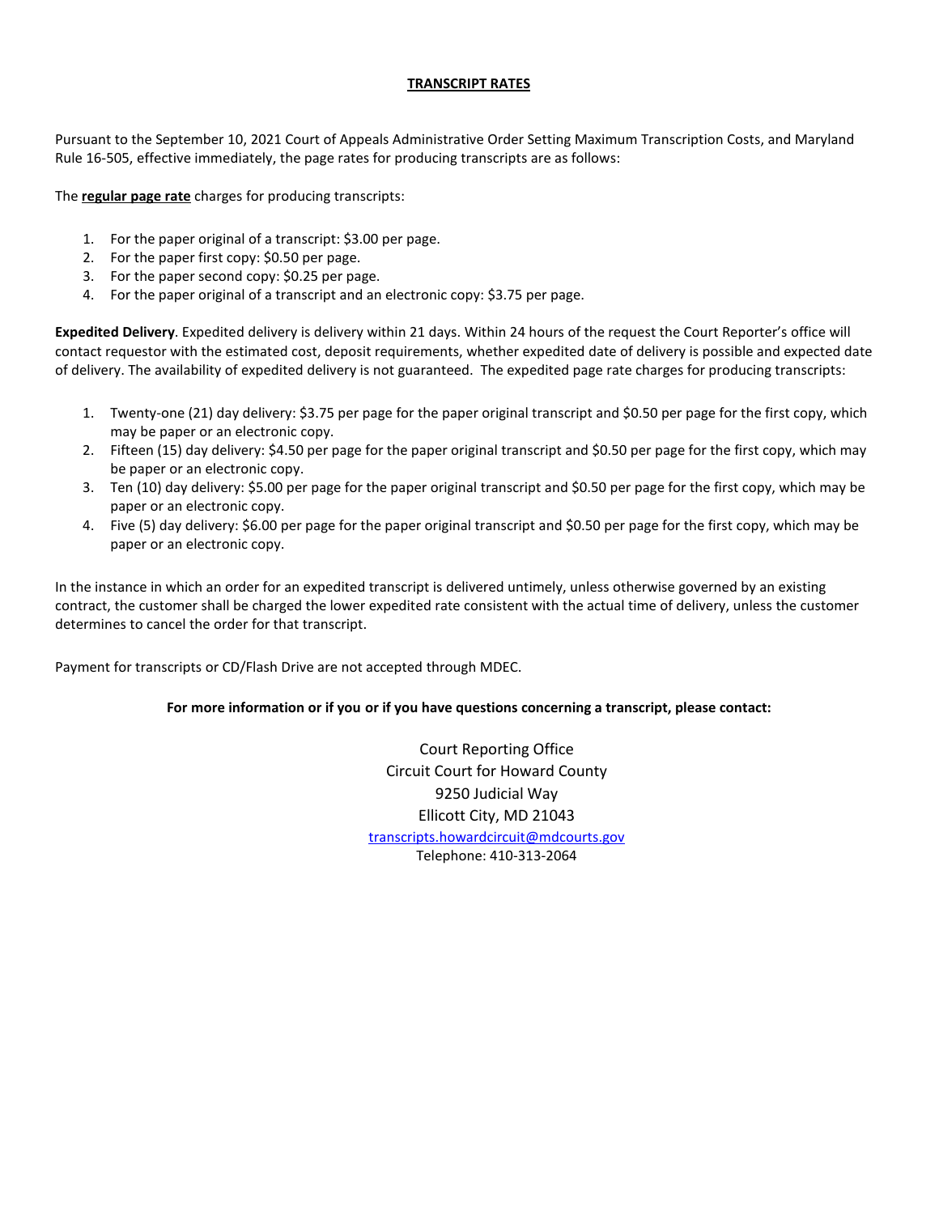# TRANSCRIPT RATES

Pursuant to the September 10, 2021 Court of Appeals Administrative Order Setting Maximum Transcription Costs, and Maryland Rule 16-505, effective immediately, the page rates for producing transcripts are as follows:

The **regular page rate** charges for producing transcripts:

1. For the paper original of a transcript: $3.00 per page.
2. For the paper first copy: $0.50 per page.
3. For the paper second copy: $0.25 per page.
4. For the paper original of a transcript and an electronic copy: $3.75 per page.

**Expedited Delivery**. Expedited delivery is delivery within 21 days. Within 24 hours of the request the Court Reporter's office will contact requestor with the estimated cost, deposit requirements, whether expedited date of delivery is possible and expected date of delivery. The availability of expedited delivery is not guaranteed. The expedited page rate charges for producing transcripts:

1. Twenty-one (21) day delivery: $3.75 per page for the paper original transcript and $0.50 per page for the first copy, which may be paper or an electronic copy.
2. Fifteen (15) day delivery: $4.50 per page for the paper original transcript and $0.50 per page for the first copy, which may be paper or an electronic copy.
3. Ten (10) day delivery: $5.00 per page for the paper original transcript and $0.50 per page for the first copy, which may be paper or an electronic copy.
4. Five (5) day delivery: $6.00 per page for the paper original transcript and $0.50 per page for the first copy, which may be paper or an electronic copy.

In the instance in which an order for an expedited transcript is delivered untimely, unless otherwise governed by an existing contract, the customer shall be charged the lower expedited rate consistent with the actual time of delivery, unless the customer determines to cancel the order for that transcript.

Payment for transcripts or CD/Flash Drive are not accepted through MDEC.

**For more information or if you or if you have questions concerning a transcript, please contact:**

Court Reporting Office
Circuit Court for Howard County
9250 Judicial Way
Ellicott City, MD 21043
transcripts.howardcircuit@mdcourts.gov
Telephone: 410-313-2064